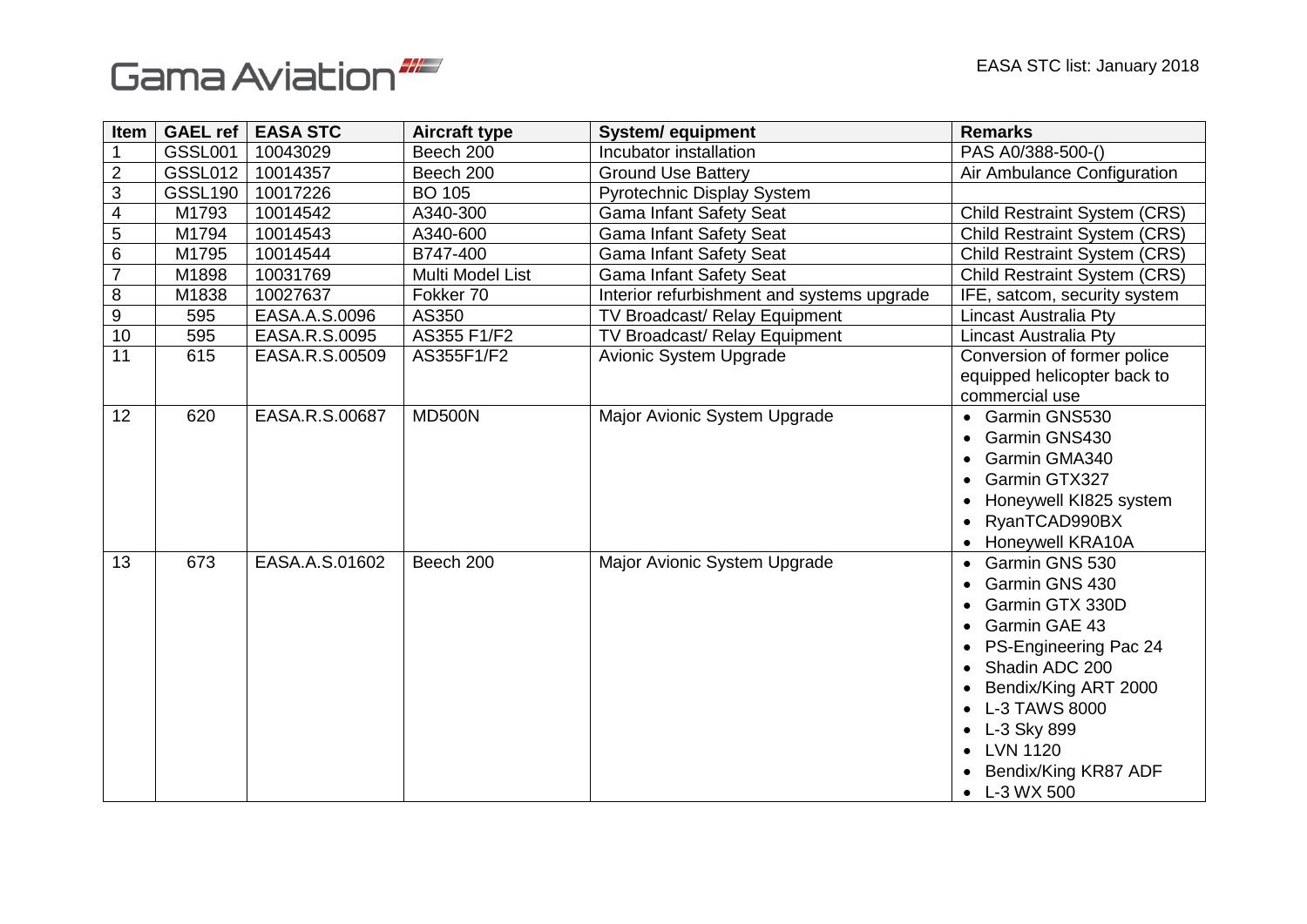Gama Aviation

EASA STC list: January 2018

| Item | GAEL ref | EASA STC | Aircraft type | System/ equipment | Remarks |
|---|---|---|---|---|---|
| 1 | GSSL001 | 10043029 | Beech 200 | Incubator installation | PAS A0/388-500-() |
| 2 | GSSL012 | 10014357 | Beech 200 | Ground Use Battery | Air Ambulance Configuration |
| 3 | GSSL190 | 10017226 | BO 105 | Pyrotechnic Display System | |
| 4 | M1793 | 10014542 | A340-300 | Gama Infant Safety Seat | Child Restraint System (CRS) |
| 5 | M1794 | 10014543 | A340-600 | Gama Infant Safety Seat | Child Restraint System (CRS) |
| 6 | M1795 | 10014544 | B747-400 | Gama Infant Safety Seat | Child Restraint System (CRS) |
| 7 | M1898 | 10031769 | Multi Model List | Gama Infant Safety Seat | Child Restraint System (CRS) |
| 8 | M1838 | 10027637 | Fokker 70 | Interior refurbishment and systems upgrade | IFE, satcom, security system |
| 9 | 595 | EASA.A.S.0096 | AS350 | TV Broadcast/ Relay Equipment | Lincast Australia Pty |
| 10 | 595 | EASA.R.S.0095 | AS355 F1/F2 | TV Broadcast/ Relay Equipment | Lincast Australia Pty |
| 11 | 615 | EASA.R.S.00509 | AS355F1/F2 | Avionic System Upgrade | Conversion of former police equipped helicopter back to commercial use |
| 12 | 620 | EASA.R.S.00687 | MD500N | Major Avionic System Upgrade | • Garmin GNS530<br>• Garmin GNS430<br>• Garmin GMA340<br>• Garmin GTX327<br>• Honeywell KI825 system<br>• RyanTCAD990BX<br>• Honeywell KRA10A |
| 13 | 673 | EASA.A.S.01602 | Beech 200 | Major Avionic System Upgrade | • Garmin GNS 530<br>• Garmin GNS 430<br>• Garmin GTX 330D<br>• Garmin GAE 43<br>• PS-Engineering Pac 24<br>• Shadin ADC 200<br>• Bendix/King ART 2000<br>• L-3 TAWS 8000<br>• L-3 Sky 899<br>• LVN 1120<br>• Bendix/King KR87 ADF<br>• L-3 WX 500 |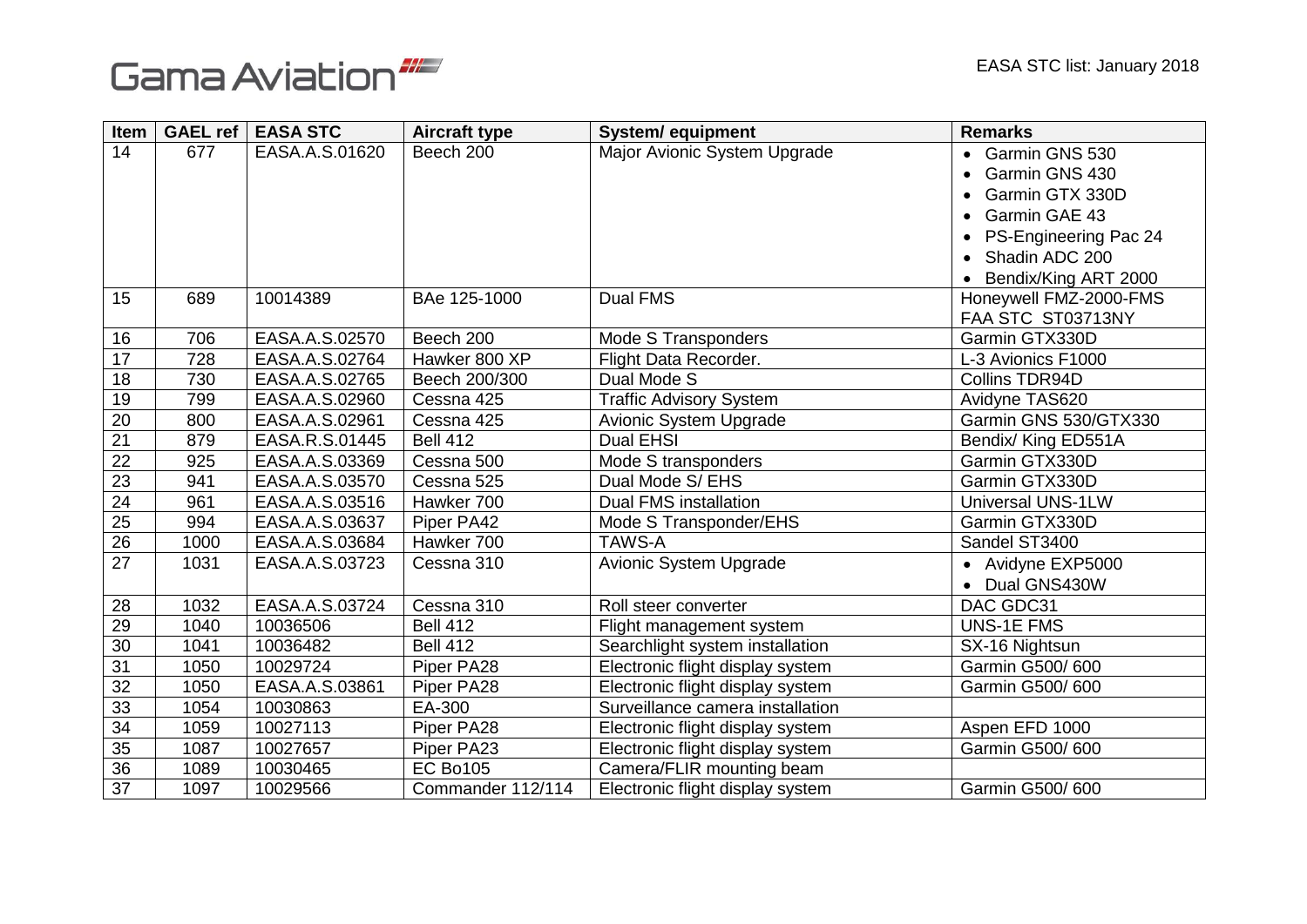| Item | GAEL ref | EASA STC | Aircraft type | System/ equipment | Remarks |
|---|---|---|---|---|---|
| 14 | 677 | EASA.A.S.01620 | Beech 200 | Major Avionic System Upgrade | • Garmin GNS 530<br>• Garmin GNS 430<br>• Garmin GTX 330D<br>• Garmin GAE 43<br>• PS-Engineering Pac 24<br>• Shadin ADC 200<br>• Bendix/King ART 2000 |
| 15 | 689 | 10014389 | BAe 125-1000 | Dual FMS | Honeywell FMZ-2000-FMS<br>FAA STC ST03713NY |
| 16 | 706 | EASA.A.S.02570 | Beech 200 | Mode S Transponders | Garmin GTX330D |
| 17 | 728 | EASA.A.S.02764 | Hawker 800 XP | Flight Data Recorder. | L-3 Avionics F1000 |
| 18 | 730 | EASA.A.S.02765 | Beech 200/300 | Dual Mode S | Collins TDR94D |
| 19 | 799 | EASA.A.S.02960 | Cessna 425 | Traffic Advisory System | Avidyne TAS620 |
| 20 | 800 | EASA.A.S.02961 | Cessna 425 | Avionic System Upgrade | Garmin GNS 530/GTX330 |
| 21 | 879 | EASA.R.S.01445 | Bell 412 | Dual EHSI | Bendix/ King ED551A |
| 22 | 925 | EASA.A.S.03369 | Cessna 500 | Mode S transponders | Garmin GTX330D |
| 23 | 941 | EASA.A.S.03570 | Cessna 525 | Dual Mode S/ EHS | Garmin GTX330D |
| 24 | 961 | EASA.A.S.03516 | Hawker 700 | Dual FMS installation | Universal UNS-1LW |
| 25 | 994 | EASA.A.S.03637 | Piper PA42 | Mode S Transponder/EHS | Garmin GTX330D |
| 26 | 1000 | EASA.A.S.03684 | Hawker 700 | TAWS-A | Sandel ST3400 |
| 27 | 1031 | EASA.A.S.03723 | Cessna 310 | Avionic System Upgrade | • Avidyne EXP5000<br>• Dual GNS430W |
| 28 | 1032 | EASA.A.S.03724 | Cessna 310 | Roll steer converter | DAC GDC31 |
| 29 | 1040 | 10036506 | Bell 412 | Flight management system | UNS-1E FMS |
| 30 | 1041 | 10036482 | Bell 412 | Searchlight system installation | SX-16 Nightsun |
| 31 | 1050 | 10029724 | Piper PA28 | Electronic flight display system | Garmin G500/ 600 |
| 32 | 1050 | EASA.A.S.03861 | Piper PA28 | Electronic flight display system | Garmin G500/ 600 |
| 33 | 1054 | 10030863 | EA-300 | Surveillance camera installation | |
| 34 | 1059 | 10027113 | Piper PA28 | Electronic flight display system | Aspen EFD 1000 |
| 35 | 1087 | 10027657 | Piper PA23 | Electronic flight display system | Garmin G500/ 600 |
| 36 | 1089 | 10030465 | EC Bo105 | Camera/FLIR mounting beam | |
| 37 | 1097 | 10029566 | Commander 112/114 | Electronic flight display system | Garmin G500/ 600 |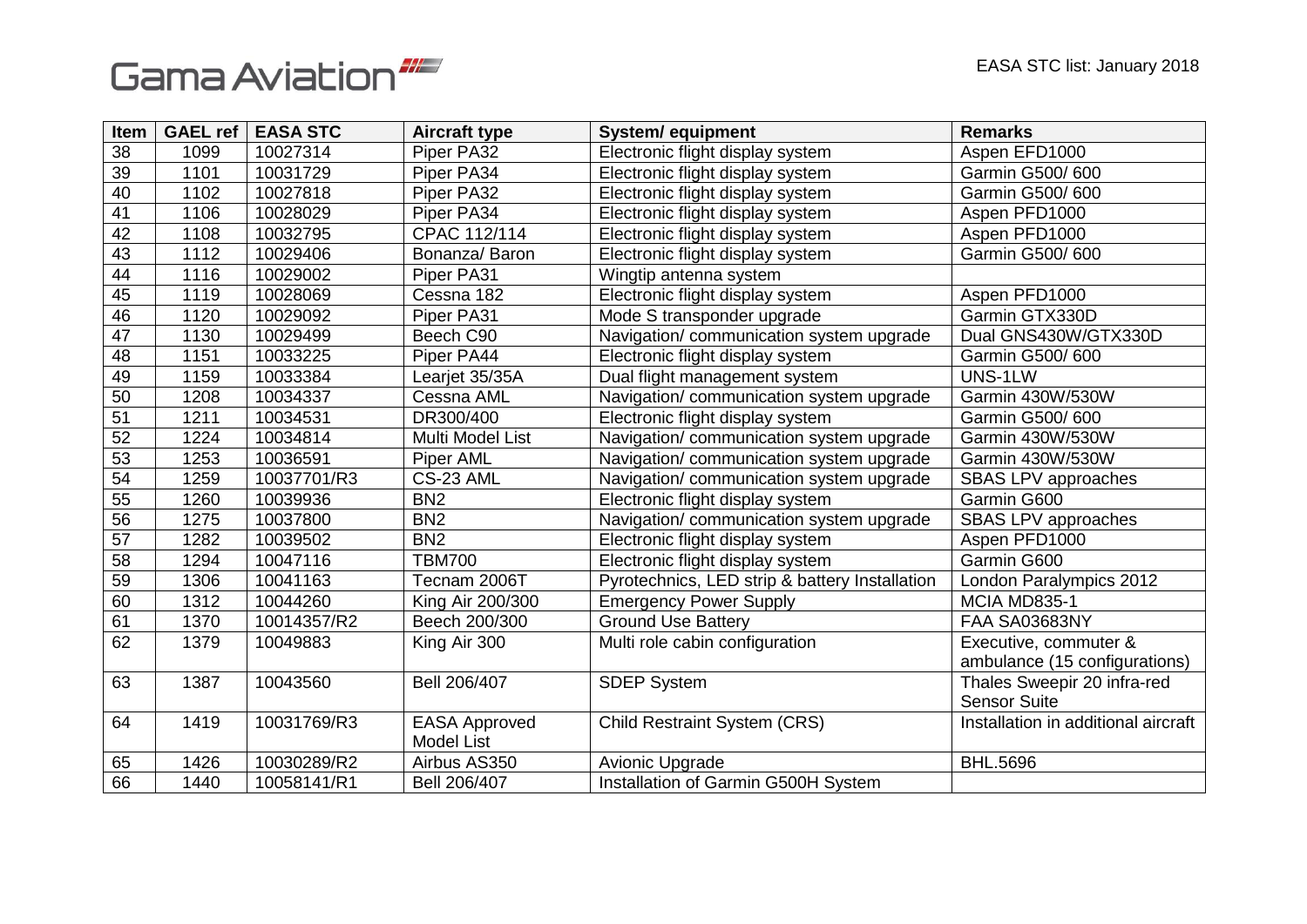| Item | GAEL ref | EASA STC | Aircraft type | System/ equipment | Remarks |
|---|---|---|---|---|---|
| 38 | 1099 | 10027314 | Piper PA32 | Electronic flight display system | Aspen EFD1000 |
| 39 | 1101 | 10031729 | Piper PA34 | Electronic flight display system | Garmin G500/ 600 |
| 40 | 1102 | 10027818 | Piper PA32 | Electronic flight display system | Garmin G500/ 600 |
| 41 | 1106 | 10028029 | Piper PA34 | Electronic flight display system | Aspen PFD1000 |
| 42 | 1108 | 10032795 | CPAC 112/114 | Electronic flight display system | Aspen PFD1000 |
| 43 | 1112 | 10029406 | Bonanza/ Baron | Electronic flight display system | Garmin G500/ 600 |
| 44 | 1116 | 10029002 | Piper PA31 | Wingtip antenna system | |
| 45 | 1119 | 10028069 | Cessna 182 | Electronic flight display system | Aspen PFD1000 |
| 46 | 1120 | 10029092 | Piper PA31 | Mode S transponder upgrade | Garmin GTX330D |
| 47 | 1130 | 10029499 | Beech C90 | Navigation/ communication system upgrade | Dual GNS430W/GTX330D |
| 48 | 1151 | 10033225 | Piper PA44 | Electronic flight display system | Garmin G500/ 600 |
| 49 | 1159 | 10033384 | Learjet 35/35A | Dual flight management system | UNS-1LW |
| 50 | 1208 | 10034337 | Cessna AML | Navigation/ communication system upgrade | Garmin 430W/530W |
| 51 | 1211 | 10034531 | DR300/400 | Electronic flight display system | Garmin G500/ 600 |
| 52 | 1224 | 10034814 | Multi Model List | Navigation/ communication system upgrade | Garmin 430W/530W |
| 53 | 1253 | 10036591 | Piper AML | Navigation/ communication system upgrade | Garmin 430W/530W |
| 54 | 1259 | 10037701/R3 | CS-23 AML | Navigation/ communication system upgrade | SBAS LPV approaches |
| 55 | 1260 | 10039936 | BN2 | Electronic flight display system | Garmin G600 |
| 56 | 1275 | 10037800 | BN2 | Navigation/ communication system upgrade | SBAS LPV approaches |
| 57 | 1282 | 10039502 | BN2 | Electronic flight display system | Aspen PFD1000 |
| 58 | 1294 | 10047116 | TBM700 | Electronic flight display system | Garmin G600 |
| 59 | 1306 | 10041163 | Tecnam 2006T | Pyrotechnics, LED strip & battery Installation | London Paralympics 2012 |
| 60 | 1312 | 10044260 | King Air 200/300 | Emergency Power Supply | MCIA MD835-1 |
| 61 | 1370 | 10014357/R2 | Beech 200/300 | Ground Use Battery | FAA SA03683NY |
| 62 | 1379 | 10049883 | King Air 300 | Multi role cabin configuration | Executive, commuter & ambulance (15 configurations) |
| 63 | 1387 | 10043560 | Bell 206/407 | SDEP System | Thales Sweepir 20 infra-red Sensor Suite |
| 64 | 1419 | 10031769/R3 | EASA Approved Model List | Child Restraint System (CRS) | Installation in additional aircraft |
| 65 | 1426 | 10030289/R2 | Airbus AS350 | Avionic Upgrade | BHL.5696 |
| 66 | 1440 | 10058141/R1 | Bell 206/407 | Installation of Garmin G500H System | |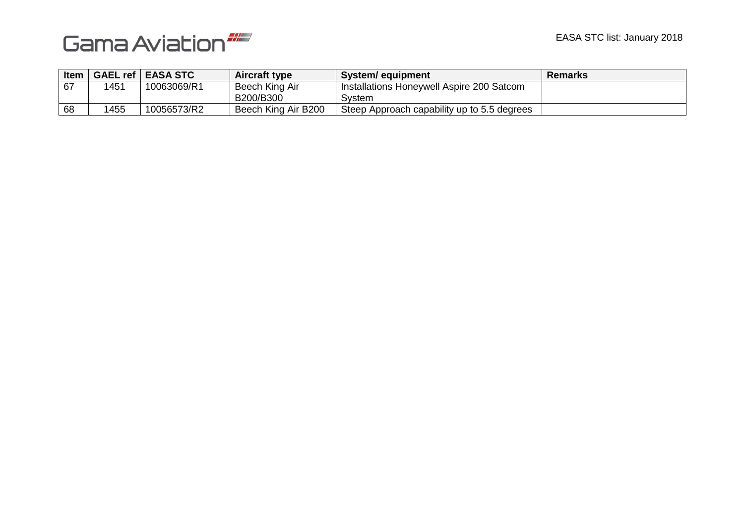| Item | GAEL ref | EASA STC | Aircraft type | System/ equipment | Remarks |
|---|---|---|---|---|---|
| 67 | 1451 | 10063069/R1 | Beech King Air B200/B300 | Installations Honeywell Aspire 200 Satcom System | |
| 68 | 1455 | 10056573/R2 | Beech King Air B200 | Steep Approach capability up to 5.5 degrees | |